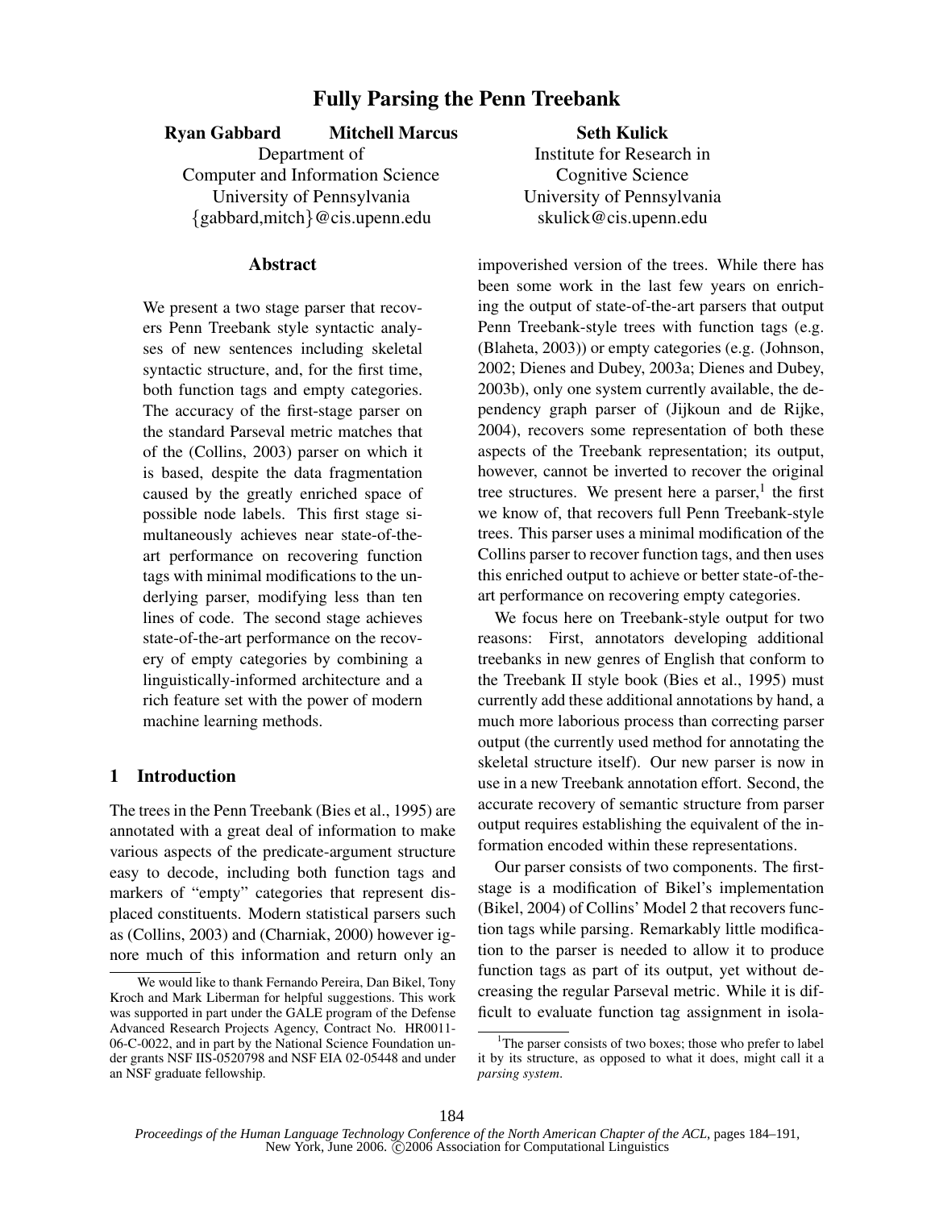# Fully Parsing the Penn Treebank

**Ryan Gabbard** **Mitchell Marcus**
Department of
Computer and Information Science
University of Pennsylvania
{gabbard,mitch}@cis.upenn.edu

**Seth Kulick**
Institute for Research in
Cognitive Science
University of Pennsylvania
skulick@cis.upenn.edu

## Abstract

We present a two stage parser that recovers Penn Treebank style syntactic analyses of new sentences including skeletal syntactic structure, and, for the first time, both function tags and empty categories. The accuracy of the first-stage parser on the standard Parseval metric matches that of the (Collins, 2003) parser on which it is based, despite the data fragmentation caused by the greatly enriched space of possible node labels. This first stage simultaneously achieves near state-of-the-art performance on recovering function tags with minimal modifications to the underlying parser, modifying less than ten lines of code. The second stage achieves state-of-the-art performance on the recovery of empty categories by combining a linguistically-informed architecture and a rich feature set with the power of modern machine learning methods.

## 1 Introduction

The trees in the Penn Treebank (Bies et al., 1995) are annotated with a great deal of information to make various aspects of the predicate-argument structure easy to decode, including both function tags and markers of "empty" categories that represent displaced constituents. Modern statistical parsers such as (Collins, 2003) and (Charniak, 2000) however ignore much of this information and return only an impoverished version of the trees. While there has been some work in the last few years on enriching the output of state-of-the-art parsers that output Penn Treebank-style trees with function tags (e.g. (Blaheta, 2003)) or empty categories (e.g. (Johnson, 2002; Dienes and Dubey, 2003a; Dienes and Dubey, 2003b), only one system currently available, the dependency graph parser of (Jijkoun and de Rijke, 2004), recovers some representation of both these aspects of the Treebank representation; its output, however, cannot be inverted to recover the original tree structures. We present here a parser,[1] the first we know of, that recovers full Penn Treebank-style trees. This parser uses a minimal modification of the Collins parser to recover function tags, and then uses this enriched output to achieve or better state-of-the-art performance on recovering empty categories.

We focus here on Treebank-style output for two reasons: First, annotators developing additional treebanks in new genres of English that conform to the Treebank II style book (Bies et al., 1995) must currently add these additional annotations by hand, a much more laborious process than correcting parser output (the currently used method for annotating the skeletal structure itself). Our new parser is now in use in a new Treebank annotation effort. Second, the accurate recovery of semantic structure from parser output requires establishing the equivalent of the information encoded within these representations.

Our parser consists of two components. The first-stage is a modification of Bikel's implementation (Bikel, 2004) of Collins' Model 2 that recovers function tags while parsing. Remarkably little modification to the parser is needed to allow it to produce function tags as part of its output, yet without decreasing the regular Parseval metric. While it is difficult to evaluate function tag assignment in isola-

---

We would like to thank Fernando Pereira, Dan Bikel, Tony Kroch and Mark Liberman for helpful suggestions. This work was supported in part under the GALE program of the Defense Advanced Research Projects Agency, Contract No. HR0011-06-C-0022, and in part by the National Science Foundation under grants NSF IIS-0520798 and NSF EIA 02-05448 and under an NSF graduate fellowship.

[1] The parser consists of two boxes; those who prefer to label it by its structure, as opposed to what it does, might call it a *parsing system*.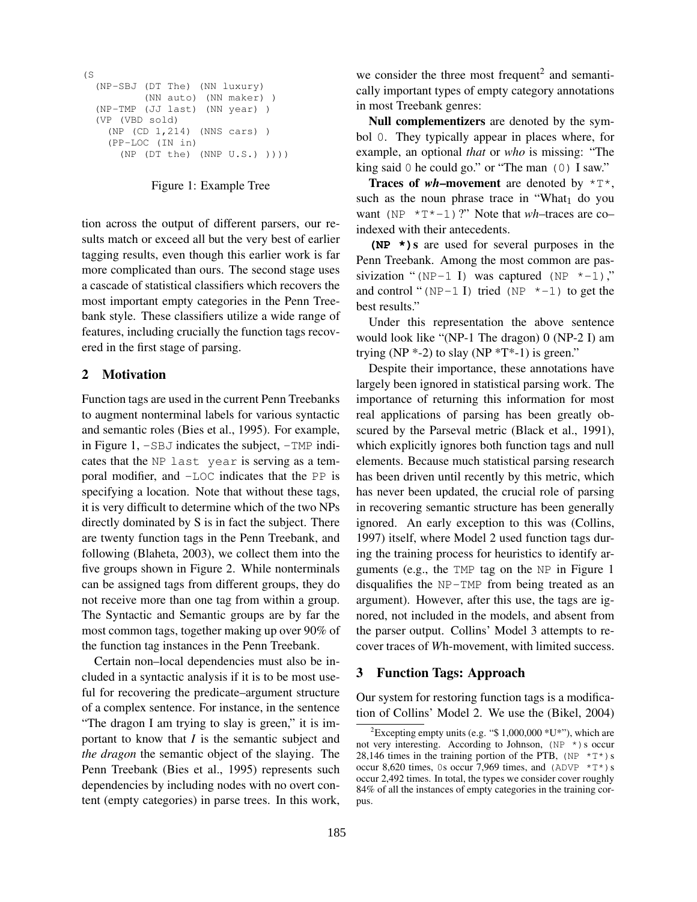```
(S
  (NP-SBJ (DT The) (NN luxury)
          (NN auto) (NN maker) )
  (NP-TMP (JJ last) (NN year) )
  (VP (VBD sold)
    (NP (CD 1,214) (NNS cars) )
    (PP-LOC (IN in)
      (NP (DT the) (NNP U.S.) ))))
```

Figure 1: Example Tree

tion across the output of different parsers, our results match or exceed all but the very best of earlier tagging results, even though this earlier work is far more complicated than ours. The second stage uses a cascade of statistical classifiers which recovers the most important empty categories in the Penn Treebank style. These classifiers utilize a wide range of features, including crucially the function tags recovered in the first stage of parsing.

## 2 Motivation

Function tags are used in the current Penn Treebanks to augment nonterminal labels for various syntactic and semantic roles (Bies et al., 1995). For example, in Figure 1, -SBJ indicates the subject, -TMP indicates that the NP last year is serving as a temporal modifier, and -LOC indicates that the PP is specifying a location. Note that without these tags, it is very difficult to determine which of the two NPs directly dominated by S is in fact the subject. There are twenty function tags in the Penn Treebank, and following (Blaheta, 2003), we collect them into the five groups shown in Figure 2. While nonterminals can be assigned tags from different groups, they do not receive more than one tag from within a group. The Syntactic and Semantic groups are by far the most common tags, together making up over 90% of the function tag instances in the Penn Treebank.

Certain non–local dependencies must also be included in a syntactic analysis if it is to be most useful for recovering the predicate–argument structure of a complex sentence. For instance, in the sentence "The dragon I am trying to slay is green," it is important to know that *I* is the semantic subject and *the dragon* the semantic object of the slaying. The Penn Treebank (Bies et al., 1995) represents such dependencies by including nodes with no overt content (empty categories) in parse trees. In this work, we consider the three most frequent[2] and semantically important types of empty category annotations in most Treebank genres:

**Null complementizers** are denoted by the symbol 0. They typically appear in places where, for example, an optional *that* or *who* is missing: "The king said 0 he could go." or "The man (0) I saw."

**Traces of *wh*–movement** are denoted by *T*, such as the noun phrase trace in "What$_1$ do you want (NP *T*-1)?" Note that *wh*–traces are co–indexed with their antecedents.

**(NP *)s** are used for several purposes in the Penn Treebank. Among the most common are passivization "(NP-1 I) was captured (NP *-1)," and control "(NP-1 I) tried (NP *-1) to get the best results."

Under this representation the above sentence would look like "(NP-1 The dragon) 0 (NP-2 I) am trying (NP *-2) to slay (NP *T*-1) is green."

Despite their importance, these annotations have largely been ignored in statistical parsing work. The importance of returning this information for most real applications of parsing has been greatly obscured by the Parseval metric (Black et al., 1991), which explicitly ignores both function tags and null elements. Because much statistical parsing research has been driven until recently by this metric, which has never been updated, the crucial role of parsing in recovering semantic structure has been generally ignored. An early exception to this was (Collins, 1997) itself, where Model 2 used function tags during the training process for heuristics to identify arguments (e.g., the TMP tag on the NP in Figure 1 disqualifies the NP-TMP from being treated as an argument). However, after this use, the tags are ignored, not included in the models, and absent from the parser output. Collins' Model 3 attempts to recover traces of *W*h-movement, with limited success.

## 3 Function Tags: Approach

Our system for restoring function tags is a modification of Collins' Model 2. We use the (Bikel, 2004)

[2] Excepting empty units (e.g. "$ 1,000,000 *U*"), which are not very interesting. According to Johnson, (NP *)s occur 28,146 times in the training portion of the PTB, (NP *T*)s occur 8,620 times, 0s occur 7,969 times, and (ADVP *T*)s occur 2,492 times. In total, the types we consider cover roughly 84% of all the instances of empty categories in the training corpus.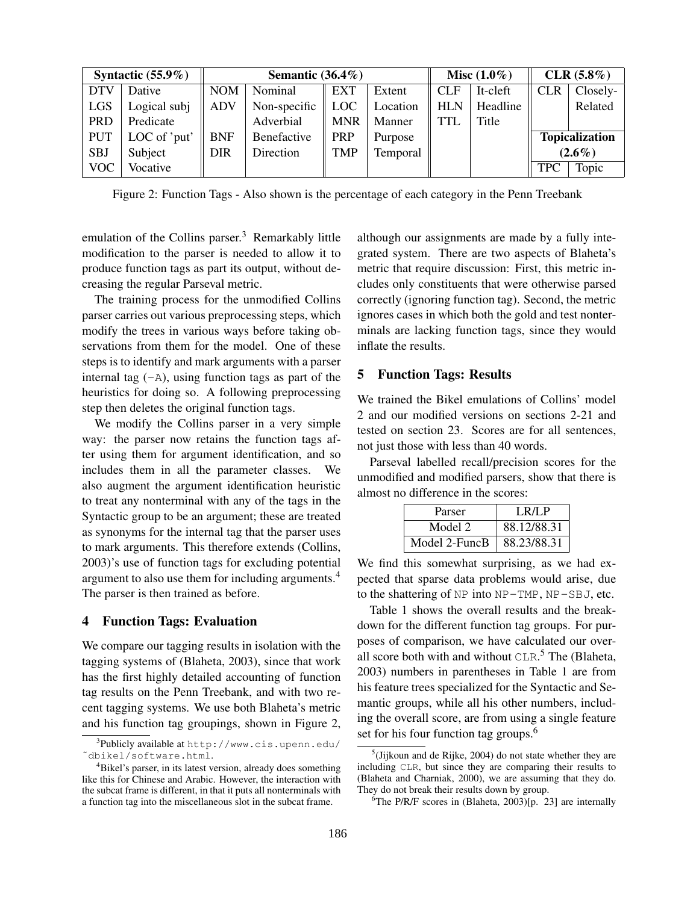| Syntactic (55.9%) | | Semantic (36.4%) | | | | Misc (1.0%) | | CLR (5.8%) | |
|---|---|---|---|---|---|---|---|---|---|
| DTV | Dative | NOM | Nominal | EXT | Extent | CLF | It-cleft | CLR | Closely-Related |
| LGS | Logical subj | ADV | Non-specific Adverbial | LOC | Location | HLN | Headline | | |
| PRD | Predicate | | | MNR | Manner | TTL | Title | **Topicalization (2.6%)** | |
| PUT | LOC of 'put' | BNF | Benefactive | PRP | Purpose | | | | |
| SBJ | Subject | DIR | Direction | TMP | Temporal | | | | |
| VOC | Vocative | | | | | | | TPC | Topic |

Figure 2: Function Tags - Also shown is the percentage of each category in the Penn Treebank

emulation of the Collins parser.[3] Remarkably little modification to the parser is needed to allow it to produce function tags as part its output, without decreasing the regular Parseval metric.

The training process for the unmodified Collins parser carries out various preprocessing steps, which modify the trees in various ways before taking observations from them for the model. One of these steps is to identify and mark arguments with a parser internal tag (`-A`), using function tags as part of the heuristics for doing so. A following preprocessing step then deletes the original function tags.

We modify the Collins parser in a very simple way: the parser now retains the function tags after using them for argument identification, and so includes them in all the parameter classes. We also augment the argument identification heuristic to treat any nonterminal with any of the tags in the Syntactic group to be an argument; these are treated as synonyms for the internal tag that the parser uses to mark arguments. This therefore extends (Collins, 2003)'s use of function tags for excluding potential argument to also use them for including arguments.[4] The parser is then trained as before.

## 4 Function Tags: Evaluation

We compare our tagging results in isolation with the tagging systems of (Blaheta, 2003), since that work has the first highly detailed accounting of function tag results on the Penn Treebank, and with two recent tagging systems. We use both Blaheta's metric and his function tag groupings, shown in Figure 2, although our assignments are made by a fully integrated system. There are two aspects of Blaheta's metric that require discussion: First, this metric includes only constituents that were otherwise parsed correctly (ignoring function tag). Second, the metric ignores cases in which both the gold and test nonterminals are lacking function tags, since they would inflate the results.

## 5 Function Tags: Results

We trained the Bikel emulations of Collins' model 2 and our modified versions on sections 2-21 and tested on section 23. Scores are for all sentences, not just those with less than 40 words.

Parseval labelled recall/precision scores for the unmodified and modified parsers, show that there is almost no difference in the scores:

| Parser | LR/LP |
|---|---|
| Model 2 | 88.12/88.31 |
| Model 2-FuncB | 88.23/88.31 |

We find this somewhat surprising, as we had expected that sparse data problems would arise, due to the shattering of `NP` into `NP-TMP`, `NP-SBJ`, etc.

Table 1 shows the overall results and the breakdown for the different function tag groups. For purposes of comparison, we have calculated our overall score both with and without `CLR`.[5] The (Blaheta, 2003) numbers in parentheses in Table 1 are from his feature trees specialized for the Syntactic and Semantic groups, while all his other numbers, including the overall score, are from using a single feature set for his four function tag groups.[6]

[3] Publicly available at `http://www.cis.upenn.edu/~dbikel/software.html`.

[4] Bikel's parser, in its latest version, already does something like this for Chinese and Arabic. However, the interaction with the subcat frame is different, in that it puts all nonterminals with a function tag into the miscellaneous slot in the subcat frame.

[5] (Jijkoun and de Rijke, 2004) do not state whether they are including `CLR`, but since they are comparing their results to (Blaheta and Charniak, 2000), we are assuming that they do. They do not break their results down by group.

[6] The P/R/F scores in (Blaheta, 2003)[p. 23] are internally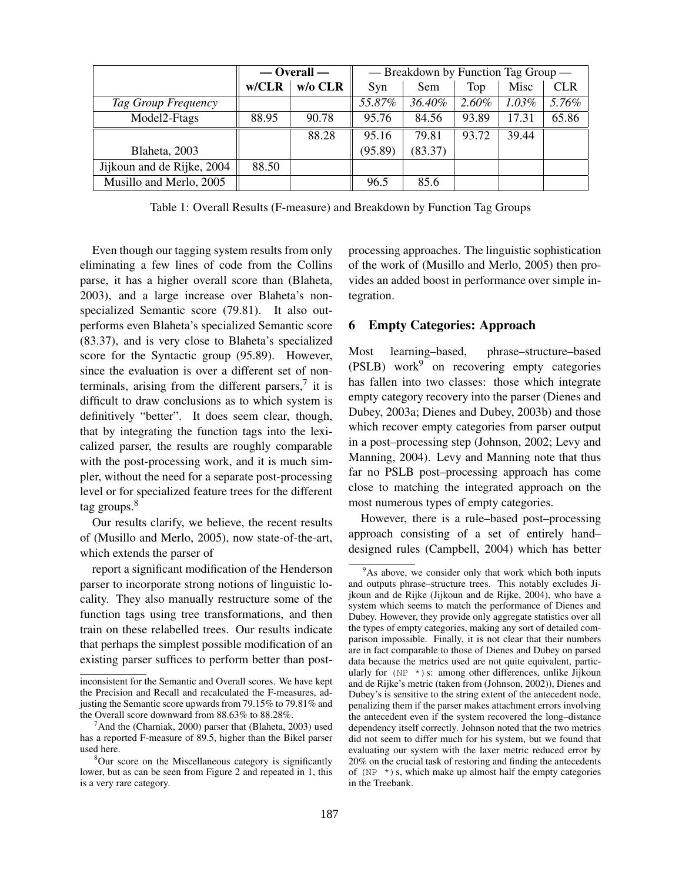| | — Overall — | | — Breakdown by Function Tag Group — | | | | |
|---|---|---|---|---|---|---|---|
| | w/CLR | w/o CLR | Syn | Sem | Top | Misc | CLR |
| *Tag Group Frequency* | | | *55.87%* | *36.40%* | *2.60%* | *1.03%* | *5.76%* |
| Model2-Ftags | 88.95 | 90.78 | 95.76 | 84.56 | 93.89 | 17.31 | 65.86 |
| Blaheta, 2003 | | 88.28 | 95.16 (95.89) | 79.81 (83.37) | 93.72 | 39.44 | |
| Jijkoun and de Rijke, 2004 | 88.50 | | | | | | |
| Musillo and Merlo, 2005 | | | 96.5 | 85.6 | | | |

Table 1: Overall Results (F-measure) and Breakdown by Function Tag Groups

Even though our tagging system results from only eliminating a few lines of code from the Collins parse, it has a higher overall score than (Blaheta, 2003), and a large increase over Blaheta's non-specialized Semantic score (79.81). It also outperforms even Blaheta's specialized Semantic score (83.37), and is very close to Blaheta's specialized score for the Syntactic group (95.89). However, since the evaluation is over a different set of non-terminals, arising from the different parsers,[7] it is difficult to draw conclusions as to which system is definitively "better". It does seem clear, though, that by integrating the function tags into the lexicalized parser, the results are roughly comparable with the post-processing work, and it is much simpler, without the need for a separate post-processing level or for specialized feature trees for the different tag groups.[8]

Our results clarify, we believe, the recent results of (Musillo and Merlo, 2005), now state-of-the-art, which extends the parser of

report a significant modification of the Henderson parser to incorporate strong notions of linguistic locality. They also manually restructure some of the function tags using tree transformations, and then train on these relabelled trees. Our results indicate that perhaps the simplest possible modification of an existing parser suffices to perform better than post-processing approaches. The linguistic sophistication of the work of (Musillo and Merlo, 2005) then provides an added boost in performance over simple integration.

## 6 Empty Categories: Approach

Most learning–based, phrase–structure–based (PSLB) work[9] on recovering empty categories has fallen into two classes: those which integrate empty category recovery into the parser (Dienes and Dubey, 2003a; Dienes and Dubey, 2003b) and those which recover empty categories from parser output in a post–processing step (Johnson, 2002; Levy and Manning, 2004). Levy and Manning note that thus far no PSLB post–processing approach has come close to matching the integrated approach on the most numerous types of empty categories.

However, there is a rule–based post–processing approach consisting of a set of entirely hand–designed rules (Campbell, 2004) which has better

---

inconsistent for the Semantic and Overall scores. We have kept the Precision and Recall and recalculated the F-measures, adjusting the Semantic score upwards from 79.15% to 79.81% and the Overall score downward from 88.63% to 88.28%.

[7] And the (Charniak, 2000) parser that (Blaheta, 2003) used has a reported F-measure of 89.5, higher than the Bikel parser used here.

[8] Our score on the Miscellaneous category is significantly lower, but as can be seen from Figure 2 and repeated in 1, this is a very rare category.

[9] As above, we consider only that work which both inputs and outputs phrase–structure trees. This notably excludes Jijkoun and de Rijke (Jijkoun and de Rijke, 2004), who have a system which seems to match the performance of Dienes and Dubey. However, they provide only aggregate statistics over all the types of empty categories, making any sort of detailed comparison impossible. Finally, it is not clear that their numbers are in fact comparable to those of Dienes and Dubey on parsed data because the metrics used are not quite equivalent, particularly for `(NP *)`s: among other differences, unlike Jijkoun and de Rijke's metric (taken from (Johnson, 2002)), Dienes and Dubey's is sensitive to the string extent of the antecedent node, penalizing them if the parser makes attachment errors involving the antecedent even if the system recovered the long–distance dependency itself correctly. Johnson noted that the two metrics did not seem to differ much for his system, but we found that evaluating our system with the laxer metric reduced error by 20% on the crucial task of restoring and finding the antecedents of `(NP *)`s, which make up almost half the empty categories in the Treebank.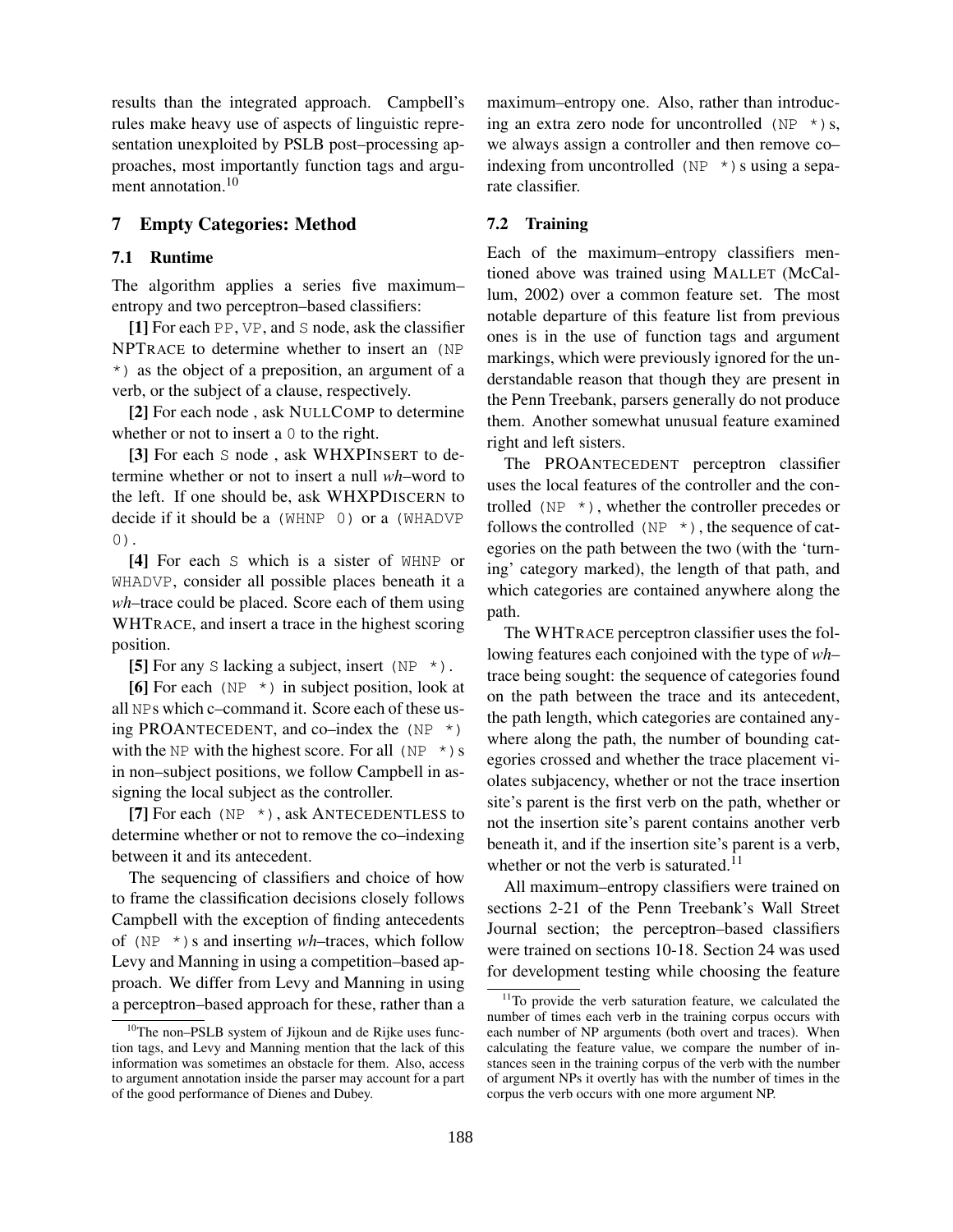results than the integrated approach. Campbell's rules make heavy use of aspects of linguistic representation unexploited by PSLB post–processing approaches, most importantly function tags and argument annotation.[10]

## 7 Empty Categories: Method

### 7.1 Runtime

The algorithm applies a series five maximum–entropy and two perceptron–based classifiers:

**[1]** For each PP, VP, and S node, ask the classifier NPTRACE to determine whether to insert an (NP *) as the object of a preposition, an argument of a verb, or the subject of a clause, respectively.

**[2]** For each node , ask NULLCOMP to determine whether or not to insert a 0 to the right.

**[3]** For each S node , ask WHXPINSERT to determine whether or not to insert a null *wh*–word to the left. If one should be, ask WHXPDISCERN to decide if it should be a (WHNP 0) or a (WHADVP 0).

**[4]** For each S which is a sister of WHNP or WHADVP, consider all possible places beneath it a *wh*–trace could be placed. Score each of them using WHTRACE, and insert a trace in the highest scoring position.

**[5]** For any S lacking a subject, insert (NP *).

**[6]** For each (NP *) in subject position, look at all NPs which c–command it. Score each of these using PROANTECEDENT, and co–index the (NP *) with the NP with the highest score. For all (NP *)s in non–subject positions, we follow Campbell in assigning the local subject as the controller.

**[7]** For each (NP *), ask ANTECEDENTLESS to determine whether or not to remove the co–indexing between it and its antecedent.

The sequencing of classifiers and choice of how to frame the classification decisions closely follows Campbell with the exception of finding antecedents of (NP *)s and inserting *wh*–traces, which follow Levy and Manning in using a competition–based approach. We differ from Levy and Manning in using a perceptron–based approach for these, rather than a maximum–entropy one. Also, rather than introducing an extra zero node for uncontrolled (NP *)s, we always assign a controller and then remove co–indexing from uncontrolled (NP *)s using a separate classifier.

### 7.2 Training

Each of the maximum–entropy classifiers mentioned above was trained using MALLET (McCallum, 2002) over a common feature set. The most notable departure of this feature list from previous ones is in the use of function tags and argument markings, which were previously ignored for the understandable reason that though they are present in the Penn Treebank, parsers generally do not produce them. Another somewhat unusual feature examined right and left sisters.

The PROANTECEDENT perceptron classifier uses the local features of the controller and the controlled (NP *), whether the controller precedes or follows the controlled (NP *), the sequence of categories on the path between the two (with the 'turning' category marked), the length of that path, and which categories are contained anywhere along the path.

The WHTRACE perceptron classifier uses the following features each conjoined with the type of *wh*–trace being sought: the sequence of categories found on the path between the trace and its antecedent, the path length, which categories are contained anywhere along the path, the number of bounding categories crossed and whether the trace placement violates subjacency, whether or not the trace insertion site's parent is the first verb on the path, whether or not the insertion site's parent contains another verb beneath it, and if the insertion site's parent is a verb, whether or not the verb is saturated.[11]

All maximum–entropy classifiers were trained on sections 2-21 of the Penn Treebank's Wall Street Journal section; the perceptron–based classifiers were trained on sections 10-18. Section 24 was used for development testing while choosing the feature

---

[10] The non–PSLB system of Jijkoun and de Rijke uses function tags, and Levy and Manning mention that the lack of this information was sometimes an obstacle for them. Also, access to argument annotation inside the parser may account for a part of the good performance of Dienes and Dubey.

[11] To provide the verb saturation feature, we calculated the number of times each verb in the training corpus occurs with each number of NP arguments (both overt and traces). When calculating the feature value, we compare the number of instances seen in the training corpus of the verb with the number of argument NPs it overtly has with the number of times in the corpus the verb occurs with one more argument NP.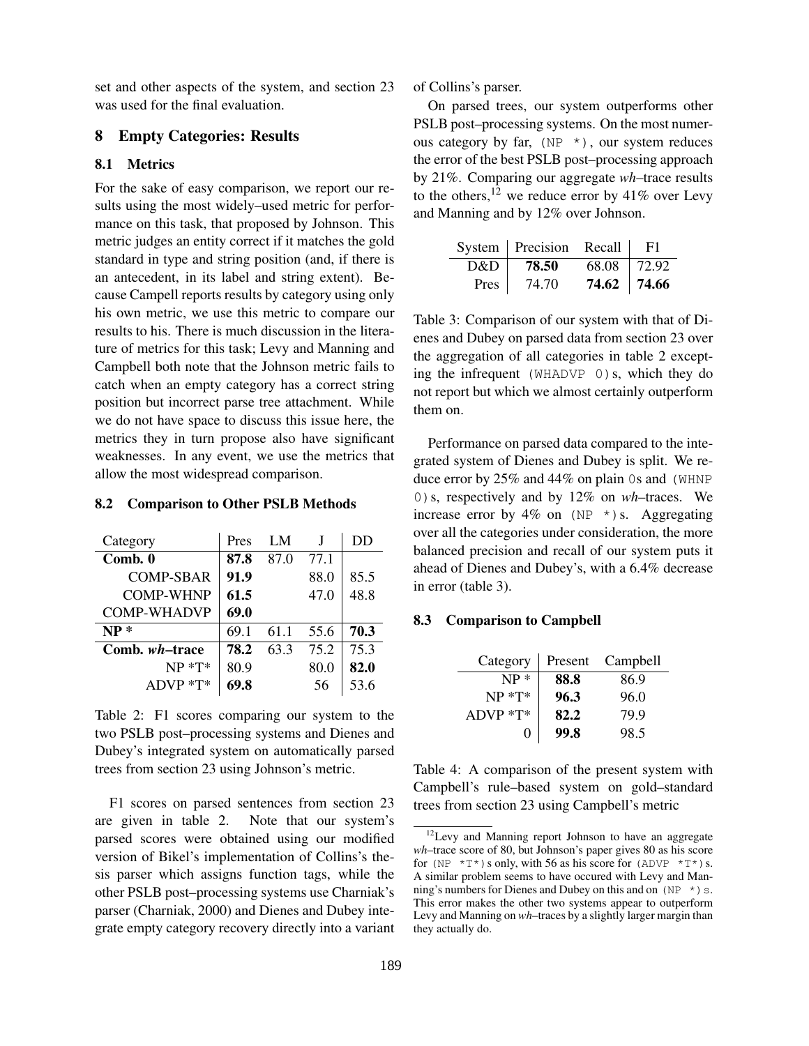set and other aspects of the system, and section 23 was used for the final evaluation.

## 8 Empty Categories: Results

### 8.1 Metrics

For the sake of easy comparison, we report our results using the most widely–used metric for performance on this task, that proposed by Johnson. This metric judges an entity correct if it matches the gold standard in type and string position (and, if there is an antecedent, in its label and string extent). Because Campell reports results by category using only his own metric, we use this metric to compare our results to his. There is much discussion in the literature of metrics for this task; Levy and Manning and Campbell both note that the Johnson metric fails to catch when an empty category has a correct string position but incorrect parse tree attachment. While we do not have space to discuss this issue here, the metrics they in turn propose also have significant weaknesses. In any event, we use the metrics that allow the most widespread comparison.

### 8.2 Comparison to Other PSLB Methods

| Category | Pres | LM | J | DD |
|---|---|---|---|---|
| **Comb. 0** | **87.8** | 87.0 | 77.1 | |
| COMP-SBAR | **91.9** | | 88.0 | 85.5 |
| COMP-WHNP | **61.5** | | 47.0 | 48.8 |
| COMP-WHADVP | **69.0** | | | |
| **NP *** | 69.1 | 61.1 | 55.6 | **70.3** |
| **Comb. *wh*–trace** | **78.2** | 63.3 | 75.2 | 75.3 |
| NP *T* | 80.9 | | 80.0 | **82.0** |
| ADVP *T* | **69.8** | | 56 | 53.6 |

Table 2: F1 scores comparing our system to the two PSLB post–processing systems and Dienes and Dubey's integrated system on automatically parsed trees from section 23 using Johnson's metric.

F1 scores on parsed sentences from section 23 are given in table 2. Note that our system's parsed scores were obtained using our modified version of Bikel's implementation of Collins's thesis parser which assigns function tags, while the other PSLB post–processing systems use Charniak's parser (Charniak, 2000) and Dienes and Dubey integrate empty category recovery directly into a variant of Collins's parser.

On parsed trees, our system outperforms other PSLB post–processing systems. On the most numerous category by far, (NP *), our system reduces the error of the best PSLB post–processing approach by 21%. Comparing our aggregate *wh*–trace results to the others,[12] we reduce error by 41% over Levy and Manning and by 12% over Johnson.

| System | Precision | Recall | F1 |
|---|---|---|---|
| D&D | **78.50** | 68.08 | 72.92 |
| Pres | 74.70 | **74.62** | **74.66** |

Table 3: Comparison of our system with that of Dienes and Dubey on parsed data from section 23 over the aggregation of all categories in table 2 excepting the infrequent (WHADVP 0)s, which they do not report but which we almost certainly outperform them on.

Performance on parsed data compared to the integrated system of Dienes and Dubey is split. We reduce error by 25% and 44% on plain 0s and (WHNP 0)s, respectively and by 12% on *wh*–traces. We increase error by 4% on (NP *)s. Aggregating over all the categories under consideration, the more balanced precision and recall of our system puts it ahead of Dienes and Dubey's, with a 6.4% decrease in error (table 3).

### 8.3 Comparison to Campbell

| Category | Present | Campbell |
|---|---|---|
| NP * | **88.8** | 86.9 |
| NP *T* | **96.3** | 96.0 |
| ADVP *T* | **82.2** | 79.9 |
| 0 | **99.8** | 98.5 |

Table 4: A comparison of the present system with Campbell's rule–based system on gold–standard trees from section 23 using Campbell's metric

[12] Levy and Manning report Johnson to have an aggregate *wh*–trace score of 80, but Johnson's paper gives 80 as his score for (NP *T*)s only, with 56 as his score for (ADVP *T*)s. A similar problem seems to have occured with Levy and Manning's numbers for Dienes and Dubey on this and on (NP *)s. This error makes the other two systems appear to outperform Levy and Manning on *wh*–traces by a slightly larger margin than they actually do.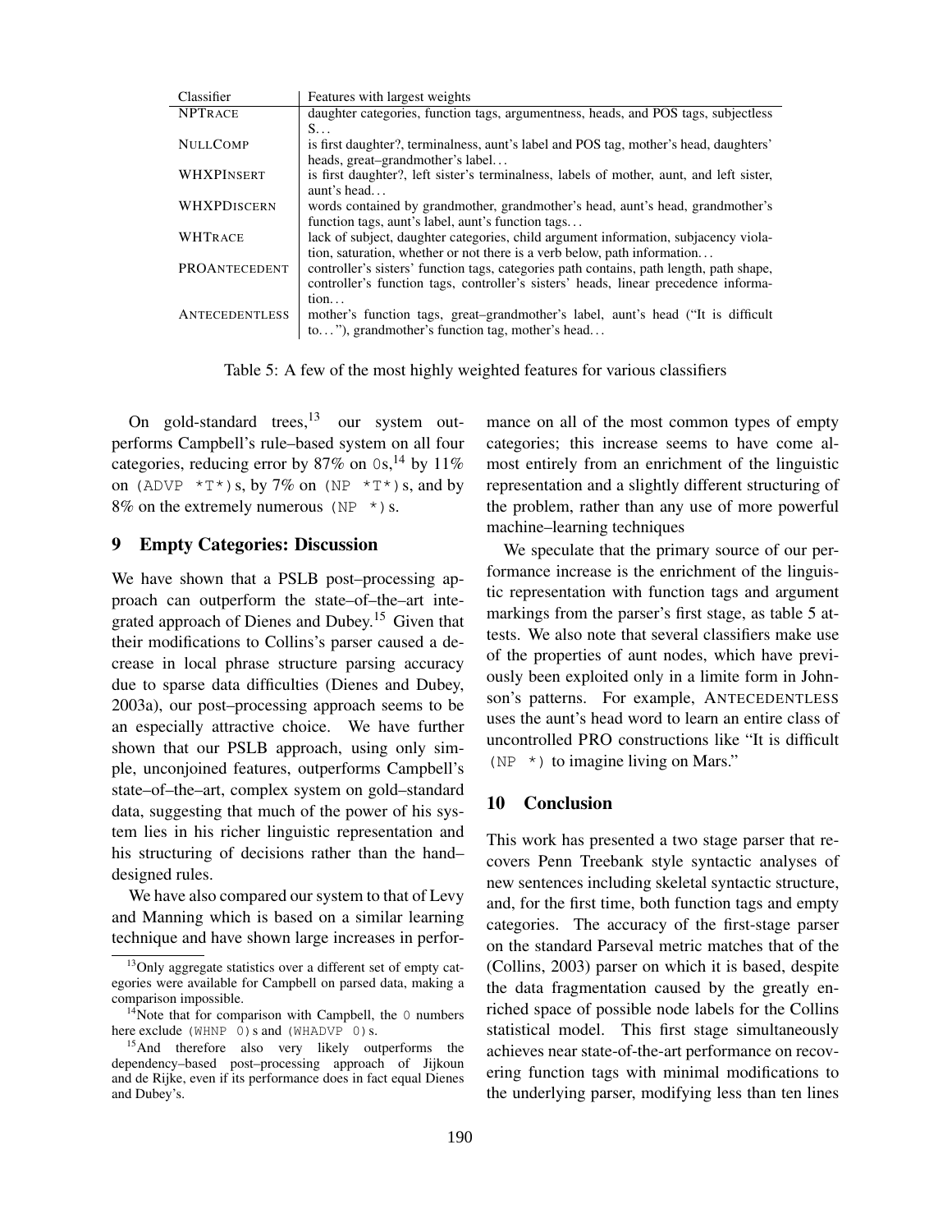| Classifier | Features with largest weights |
|---|---|
| NPTRACE | daughter categories, function tags, argumentness, heads, and POS tags, subjectless S… |
| NULLCOMP | is first daughter?, terminalness, aunt's label and POS tag, mother's head, daughters' heads, great–grandmother's label… |
| WHXPINSERT | is first daughter?, left sister's terminalness, labels of mother, aunt, and left sister, aunt's head… |
| WHXPDISCERN | words contained by grandmother, grandmother's head, aunt's head, grandmother's function tags, aunt's label, aunt's function tags… |
| WHTRACE | lack of subject, daughter categories, child argument information, subjacency violation, saturation, whether or not there is a verb below, path information… |
| PROANTECEDENT | controller's sisters' function tags, categories path contains, path length, path shape, controller's function tags, controller's sisters' heads, linear precedence information… |
| ANTECEDENTLESS | mother's function tags, great–grandmother's label, aunt's head ("It is difficult to…"), grandmother's function tag, mother's head… |

Table 5: A few of the most highly weighted features for various classifiers

On gold-standard trees,[13] our system outperforms Campbell's rule–based system on all four categories, reducing error by 87% on `0`s,[14] by 11% on `(ADVP *T*)`s, by 7% on `(NP *T*)`s, and by 8% on the extremely numerous `(NP *)`s.

## 9 Empty Categories: Discussion

We have shown that a PSLB post–processing approach can outperform the state–of–the–art integrated approach of Dienes and Dubey.[15] Given that their modifications to Collins's parser caused a decrease in local phrase structure parsing accuracy due to sparse data difficulties (Dienes and Dubey, 2003a), our post–processing approach seems to be an especially attractive choice. We have further shown that our PSLB approach, using only simple, unconjoined features, outperforms Campbell's state–of–the–art, complex system on gold–standard data, suggesting that much of the power of his system lies in his richer linguistic representation and his structuring of decisions rather than the hand–designed rules.

We have also compared our system to that of Levy and Manning which is based on a similar learning technique and have shown large increases in performance on all of the most common types of empty categories; this increase seems to have come almost entirely from an enrichment of the linguistic representation and a slightly different structuring of the problem, rather than any use of more powerful machine–learning techniques

We speculate that the primary source of our performance increase is the enrichment of the linguistic representation with function tags and argument markings from the parser's first stage, as table 5 attests. We also note that several classifiers make use of the properties of aunt nodes, which have previously been exploited only in a limite form in Johnson's patterns. For example, ANTECEDENTLESS uses the aunt's head word to learn an entire class of uncontrolled PRO constructions like "It is difficult `(NP *)` to imagine living on Mars."

## 10 Conclusion

This work has presented a two stage parser that recovers Penn Treebank style syntactic analyses of new sentences including skeletal syntactic structure, and, for the first time, both function tags and empty categories. The accuracy of the first-stage parser on the standard Parseval metric matches that of the (Collins, 2003) parser on which it is based, despite the data fragmentation caused by the greatly enriched space of possible node labels for the Collins statistical model. This first stage simultaneously achieves near state-of-the-art performance on recovering function tags with minimal modifications to the underlying parser, modifying less than ten lines

[13] Only aggregate statistics over a different set of empty categories were available for Campbell on parsed data, making a comparison impossible.

[14] Note that for comparison with Campbell, the `0` numbers here exclude `(WHNP 0)`s and `(WHADVP 0)`s.

[15] And therefore also very likely outperforms the dependency–based post–processing approach of Jijkoun and de Rijke, even if its performance does in fact equal Dienes and Dubey's.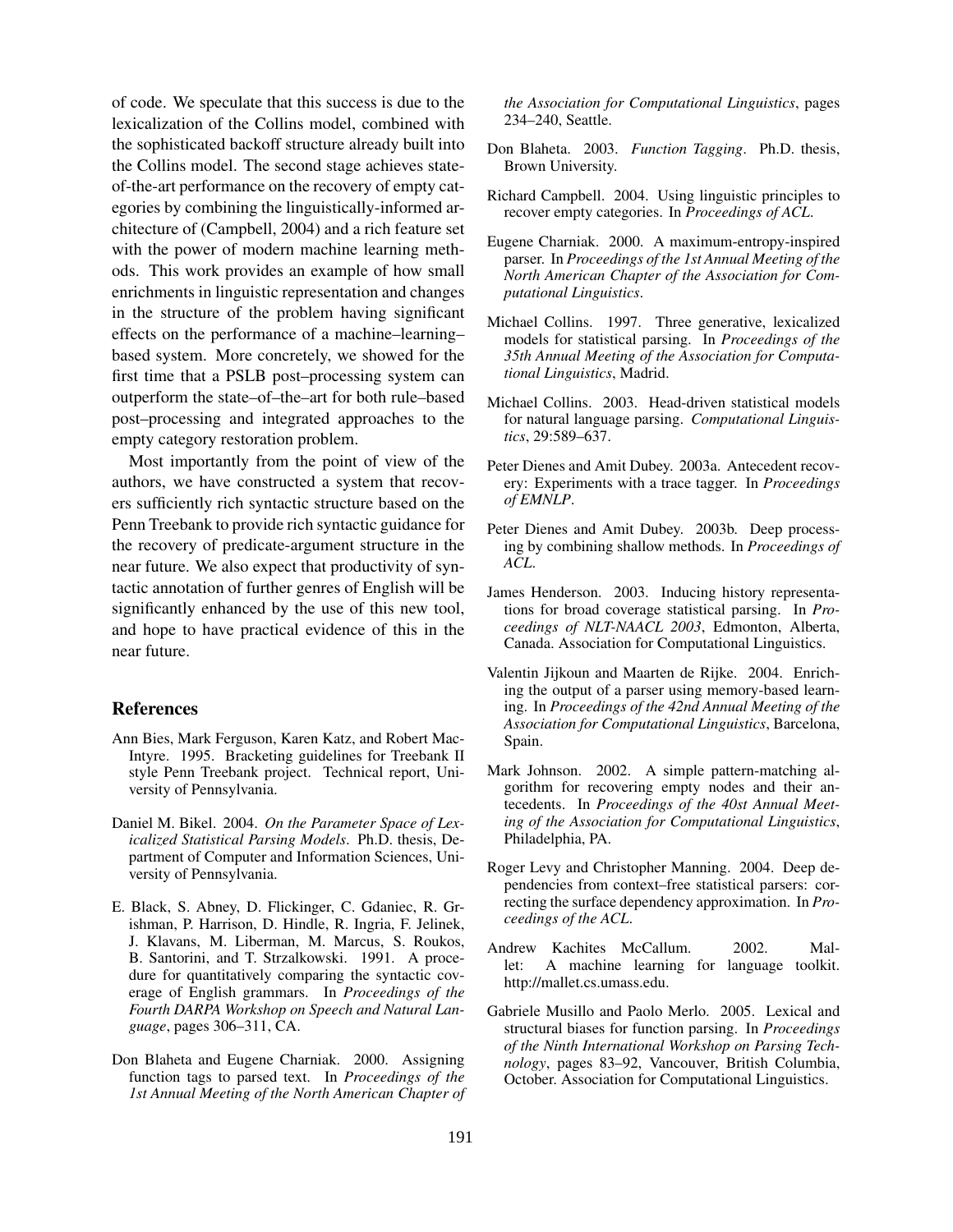of code. We speculate that this success is due to the lexicalization of the Collins model, combined with the sophisticated backoff structure already built into the Collins model. The second stage achieves state-of-the-art performance on the recovery of empty categories by combining the linguistically-informed architecture of (Campbell, 2004) and a rich feature set with the power of modern machine learning methods. This work provides an example of how small enrichments in linguistic representation and changes in the structure of the problem having significant effects on the performance of a machine–learning–based system. More concretely, we showed for the first time that a PSLB post–processing system can outperform the state–of–the–art for both rule–based post–processing and integrated approaches to the empty category restoration problem.

Most importantly from the point of view of the authors, we have constructed a system that recovers sufficiently rich syntactic structure based on the Penn Treebank to provide rich syntactic guidance for the recovery of predicate-argument structure in the near future. We also expect that productivity of syntactic annotation of further genres of English will be significantly enhanced by the use of this new tool, and hope to have practical evidence of this in the near future.

## References

Ann Bies, Mark Ferguson, Karen Katz, and Robert MacIntyre. 1995. Bracketing guidelines for Treebank II style Penn Treebank project. Technical report, University of Pennsylvania.

Daniel M. Bikel. 2004. *On the Parameter Space of Lexicalized Statistical Parsing Models*. Ph.D. thesis, Department of Computer and Information Sciences, University of Pennsylvania.

E. Black, S. Abney, D. Flickinger, C. Gdaniec, R. Grishman, P. Harrison, D. Hindle, R. Ingria, F. Jelinek, J. Klavans, M. Liberman, M. Marcus, S. Roukos, B. Santorini, and T. Strzalkowski. 1991. A procedure for quantitatively comparing the syntactic coverage of English grammars. In *Proceedings of the Fourth DARPA Workshop on Speech and Natural Language*, pages 306–311, CA.

Don Blaheta and Eugene Charniak. 2000. Assigning function tags to parsed text. In *Proceedings of the 1st Annual Meeting of the North American Chapter of the Association for Computational Linguistics*, pages 234–240, Seattle.

Don Blaheta. 2003. *Function Tagging*. Ph.D. thesis, Brown University.

Richard Campbell. 2004. Using linguistic principles to recover empty categories. In *Proceedings of ACL*.

Eugene Charniak. 2000. A maximum-entropy-inspired parser. In *Proceedings of the 1st Annual Meeting of the North American Chapter of the Association for Computational Linguistics*.

Michael Collins. 1997. Three generative, lexicalized models for statistical parsing. In *Proceedings of the 35th Annual Meeting of the Association for Computational Linguistics*, Madrid.

Michael Collins. 2003. Head-driven statistical models for natural language parsing. *Computational Linguistics*, 29:589–637.

Peter Dienes and Amit Dubey. 2003a. Antecedent recovery: Experiments with a trace tagger. In *Proceedings of EMNLP*.

Peter Dienes and Amit Dubey. 2003b. Deep processing by combining shallow methods. In *Proceedings of ACL*.

James Henderson. 2003. Inducing history representations for broad coverage statistical parsing. In *Proceedings of NLT-NAACL 2003*, Edmonton, Alberta, Canada. Association for Computational Linguistics.

Valentin Jijkoun and Maarten de Rijke. 2004. Enriching the output of a parser using memory-based learning. In *Proceedings of the 42nd Annual Meeting of the Association for Computational Linguistics*, Barcelona, Spain.

Mark Johnson. 2002. A simple pattern-matching algorithm for recovering empty nodes and their antecedents. In *Proceedings of the 40st Annual Meeting of the Association for Computational Linguistics*, Philadelphia, PA.

Roger Levy and Christopher Manning. 2004. Deep dependencies from context–free statistical parsers: correcting the surface dependency approximation. In *Proceedings of the ACL*.

Andrew Kachites McCallum. 2002. Mallet: A machine learning for language toolkit. http://mallet.cs.umass.edu.

Gabriele Musillo and Paolo Merlo. 2005. Lexical and structural biases for function parsing. In *Proceedings of the Ninth International Workshop on Parsing Technology*, pages 83–92, Vancouver, British Columbia, October. Association for Computational Linguistics.